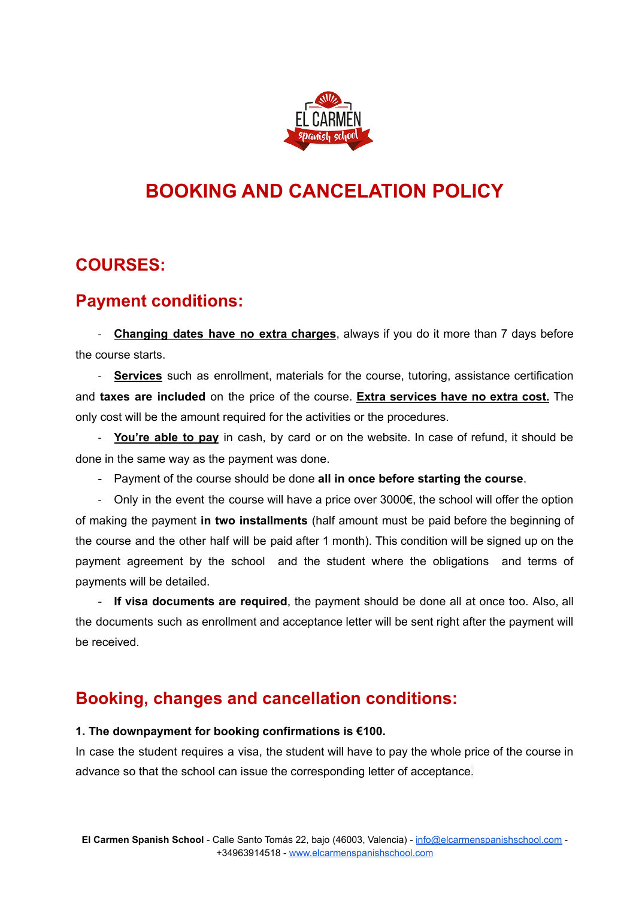# BOOKING AND CANCELATION POLICY

## COURSES:

## Payment conditions:

- **Changing dates have no extra charges**, always if you do it more than 7 days before the course starts.
- **Services** such as enrollment, materials for the course, tutoring, assistance certification and **taxes are included** on the price of the course. **Extra services have no extra cost.** The only cost will be the amount required for the activities or the procedures.
- **You're able to pay** in cash, by card or on the website. In case of refund, it should be done in the same way as the payment was done.
- Payment of the course should be done **all in once before starting the course**.
- Only in the event the course will have a price over 3000€, the school will offer the option of making the payment **in two installments** (half amount must be paid before the beginning of the course and the other half will be paid after 1 month). This condition will be signed up on the payment agreement by the school and the student where the obligations and terms of payments will be detailed.
- **If visa documents are required**, the payment should be done all at once too. Also, all the documents such as enrollment and acceptance letter will be sent right after the payment will be received.

## Booking, changes and cancellation conditions:

**1. The downpayment for booking confirmations is €100.**

In case the student requires a visa, the student will have to pay the whole price of the course in advance so that the school can issue the corresponding letter of acceptance.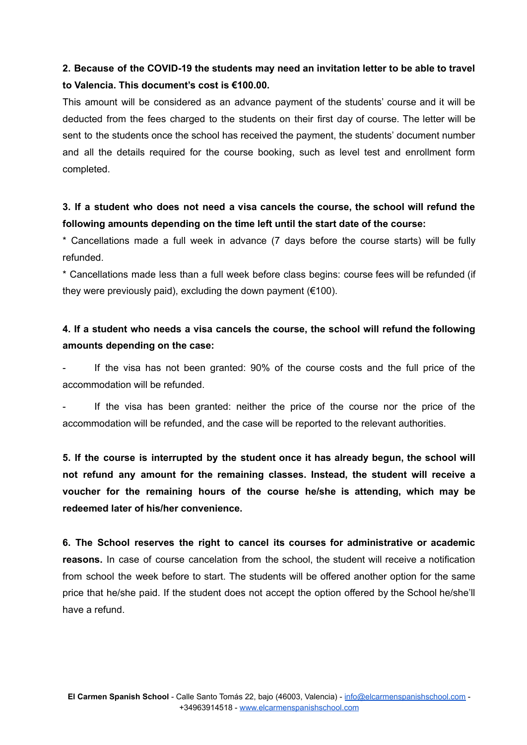**2. Because of the COVID-19 the students may need an invitation letter to be able to travel to Valencia. This document's cost is €100.00.**

This amount will be considered as an advance payment of the students' course and it will be deducted from the fees charged to the students on their first day of course. The letter will be sent to the students once the school has received the payment, the students' document number and all the details required for the course booking, such as level test and enrollment form completed.

**3. If a student who does not need a visa cancels the course, the school will refund the following amounts depending on the time left until the start date of the course:**

* Cancellations made a full week in advance (7 days before the course starts) will be fully refunded.

* Cancellations made less than a full week before class begins: course fees will be refunded (if they were previously paid), excluding the down payment (€100).

**4. If a student who needs a visa cancels the course, the school will refund the following amounts depending on the case:**

- If the visa has not been granted: 90% of the course costs and the full price of the accommodation will be refunded.
- If the visa has been granted: neither the price of the course nor the price of the accommodation will be refunded, and the case will be reported to the relevant authorities.

**5. If the course is interrupted by the student once it has already begun, the school will not refund any amount for the remaining classes. Instead, the student will receive a voucher for the remaining hours of the course he/she is attending, which may be redeemed later of his/her convenience.**

**6. The School reserves the right to cancel its courses for administrative or academic reasons.** In case of course cancelation from the school, the student will receive a notification from school the week before to start. The students will be offered another option for the same price that he/she paid. If the student does not accept the option offered by the School he/she'll have a refund.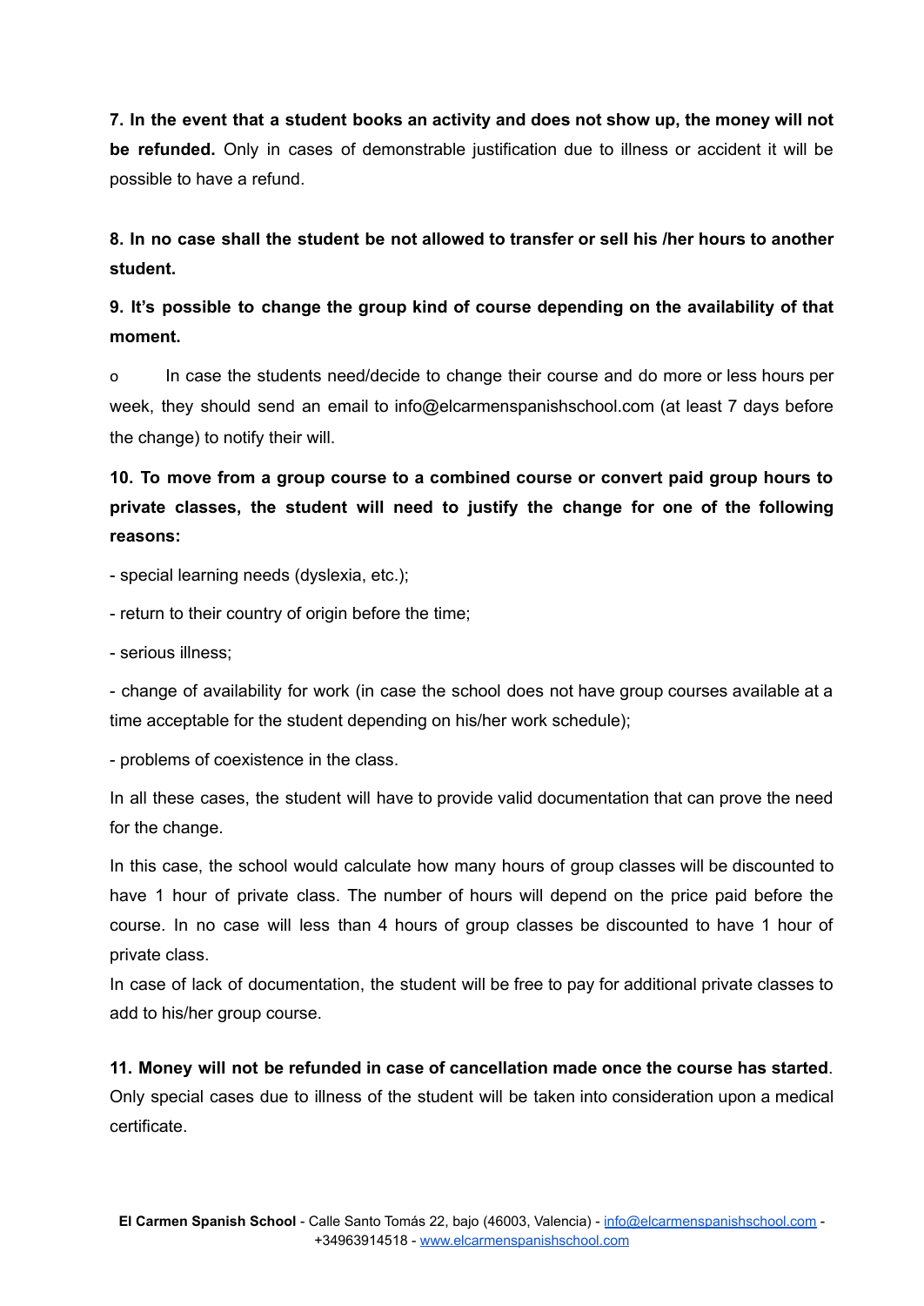**7. In the event that a student books an activity and does not show up, the money will not be refunded.** Only in cases of demonstrable justification due to illness or accident it will be possible to have a refund.

**8. In no case shall the student be not allowed to transfer or sell his /her hours to another student.**

**9. It's possible to change the group kind of course depending on the availability of that moment.**

- In case the students need/decide to change their course and do more or less hours per week, they should send an email to info@elcarmenspanishschool.com (at least 7 days before the change) to notify their will.

**10. To move from a group course to a combined course or convert paid group hours to private classes, the student will need to justify the change for one of the following reasons:**

- special learning needs (dyslexia, etc.);
- return to their country of origin before the time;
- serious illness;
- change of availability for work (in case the school does not have group courses available at a time acceptable for the student depending on his/her work schedule);
- problems of coexistence in the class.

In all these cases, the student will have to provide valid documentation that can prove the need for the change.

In this case, the school would calculate how many hours of group classes will be discounted to have 1 hour of private class. The number of hours will depend on the price paid before the course. In no case will less than 4 hours of group classes be discounted to have 1 hour of private class.

In case of lack of documentation, the student will be free to pay for additional private classes to add to his/her group course.

**11. Money will not be refunded in case of cancellation made once the course has started**. Only special cases due to illness of the student will be taken into consideration upon a medical certificate.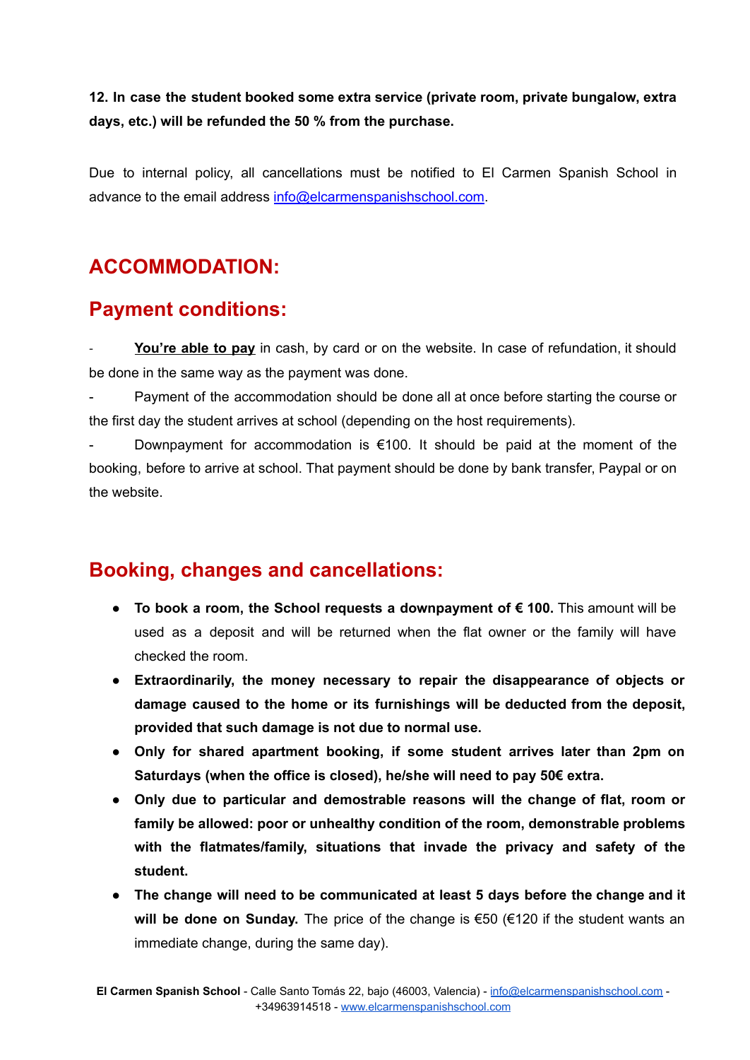**12. In case the student booked some extra service (private room, private bungalow, extra days, etc.) will be refunded the 50 % from the purchase.**

Due to internal policy, all cancellations must be notified to El Carmen Spanish School in advance to the email address info@elcarmenspanishschool.com.

## ACCOMMODATION:

## Payment conditions:

- **You're able to pay** in cash, by card or on the website. In case of refundation, it should be done in the same way as the payment was done.
- Payment of the accommodation should be done all at once before starting the course or the first day the student arrives at school (depending on the host requirements).
- Downpayment for accommodation is €100. It should be paid at the moment of the booking, before to arrive at school. That payment should be done by bank transfer, Paypal or on the website.

## Booking, changes and cancellations:

- **To book a room, the School requests a downpayment of € 100.** This amount will be used as a deposit and will be returned when the flat owner or the family will have checked the room.
- **Extraordinarily, the money necessary to repair the disappearance of objects or damage caused to the home or its furnishings will be deducted from the deposit, provided that such damage is not due to normal use.**
- **Only for shared apartment booking, if some student arrives later than 2pm on Saturdays (when the office is closed), he/she will need to pay 50€ extra.**
- **Only due to particular and demostrable reasons will the change of flat, room or family be allowed: poor or unhealthy condition of the room, demonstrable problems with the flatmates/family, situations that invade the privacy and safety of the student.**
- **The change will need to be communicated at least 5 days before the change and it will be done on Sunday.** The price of the change is €50 (€120 if the student wants an immediate change, during the same day).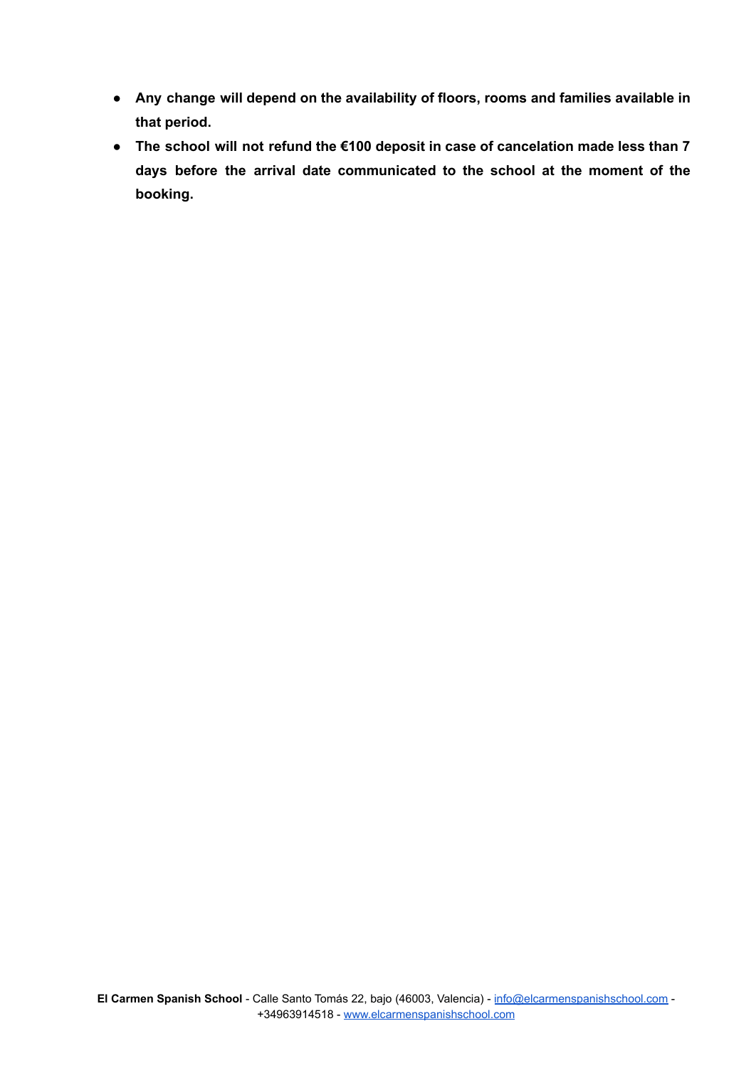- **Any change will depend on the availability of floors, rooms and families available in that period.**
- **The school will not refund the €100 deposit in case of cancelation made less than 7 days before the arrival date communicated to the school at the moment of the booking.**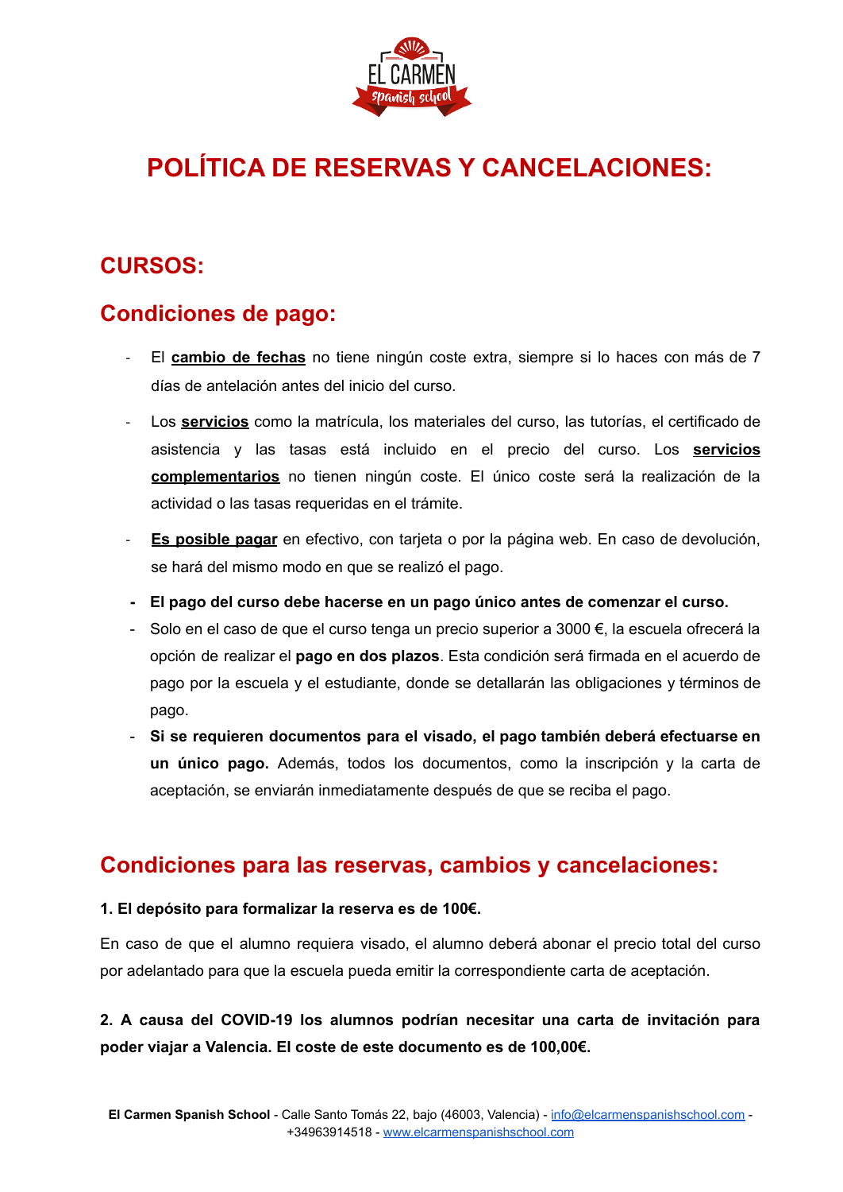# POLÍTICA DE RESERVAS Y CANCELACIONES:

## CURSOS:

## Condiciones de pago:

- El **cambio de fechas** no tiene ningún coste extra, siempre si lo haces con más de 7 días de antelación antes del inicio del curso.
- Los **servicios** como la matrícula, los materiales del curso, las tutorías, el certificado de asistencia y las tasas está incluido en el precio del curso. Los **servicios complementarios** no tienen ningún coste. El único coste será la realización de la actividad o las tasas requeridas en el trámite.
- **Es posible pagar** en efectivo, con tarjeta o por la página web. En caso de devolución, se hará del mismo modo en que se realizó el pago.
- **El pago del curso debe hacerse en un pago único antes de comenzar el curso.**
- Solo en el caso de que el curso tenga un precio superior a 3000 €, la escuela ofrecerá la opción de realizar el **pago en dos plazos**. Esta condición será firmada en el acuerdo de pago por la escuela y el estudiante, donde se detallarán las obligaciones y términos de pago.
- **Si se requieren documentos para el visado, el pago también deberá efectuarse en un único pago.** Además, todos los documentos, como la inscripción y la carta de aceptación, se enviarán inmediatamente después de que se reciba el pago.

## Condiciones para las reservas, cambios y cancelaciones:

**1. El depósito para formalizar la reserva es de 100€.**

En caso de que el alumno requiera visado, el alumno deberá abonar el precio total del curso por adelantado para que la escuela pueda emitir la correspondiente carta de aceptación.

**2. A causa del COVID-19 los alumnos podrían necesitar una carta de invitación para poder viajar a Valencia. El coste de este documento es de 100,00€.**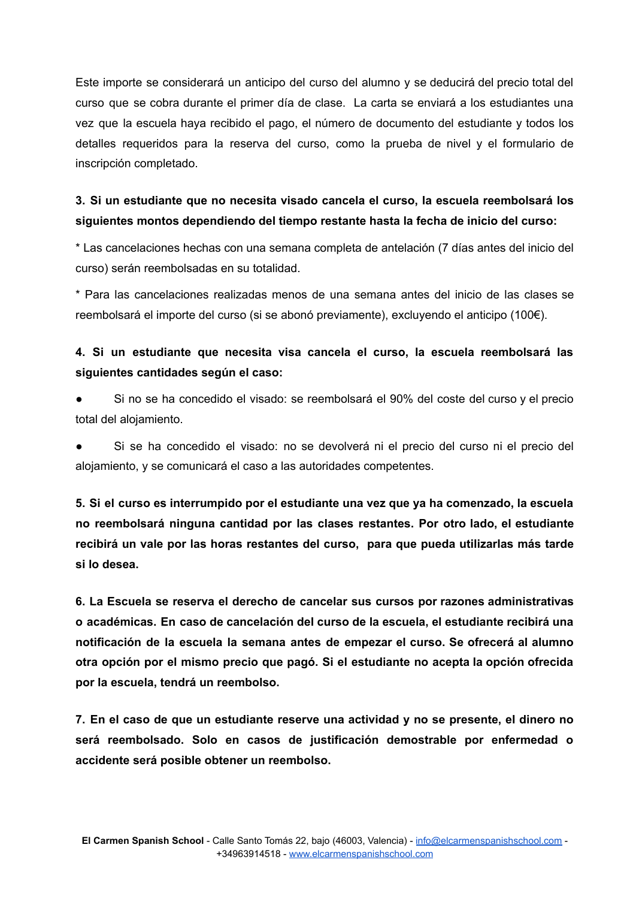Este importe se considerará un anticipo del curso del alumno y se deducirá del precio total del curso que se cobra durante el primer día de clase. La carta se enviará a los estudiantes una vez que la escuela haya recibido el pago, el número de documento del estudiante y todos los detalles requeridos para la reserva del curso, como la prueba de nivel y el formulario de inscripción completado.

**3. Si un estudiante que no necesita visado cancela el curso, la escuela reembolsará los siguientes montos dependiendo del tiempo restante hasta la fecha de inicio del curso:**

* Las cancelaciones hechas con una semana completa de antelación (7 días antes del inicio del curso) serán reembolsadas en su totalidad.

* Para las cancelaciones realizadas menos de una semana antes del inicio de las clases se reembolsará el importe del curso (si se abonó previamente), excluyendo el anticipo (100€).

**4. Si un estudiante que necesita visa cancela el curso, la escuela reembolsará las siguientes cantidades según el caso:**

- Si no se ha concedido el visado: se reembolsará el 90% del coste del curso y el precio total del alojamiento.
- Si se ha concedido el visado: no se devolverá ni el precio del curso ni el precio del alojamiento, y se comunicará el caso a las autoridades competentes.

**5. Si el curso es interrumpido por el estudiante una vez que ya ha comenzado, la escuela no reembolsará ninguna cantidad por las clases restantes. Por otro lado, el estudiante recibirá un vale por las horas restantes del curso, para que pueda utilizarlas más tarde si lo desea.**

**6. La Escuela se reserva el derecho de cancelar sus cursos por razones administrativas o académicas. En caso de cancelación del curso de la escuela, el estudiante recibirá una notificación de la escuela la semana antes de empezar el curso. Se ofrecerá al alumno otra opción por el mismo precio que pagó. Si el estudiante no acepta la opción ofrecida por la escuela, tendrá un reembolso.**

**7. En el caso de que un estudiante reserve una actividad y no se presente, el dinero no será reembolsado. Solo en casos de justificación demostrable por enfermedad o accidente será posible obtener un reembolso.**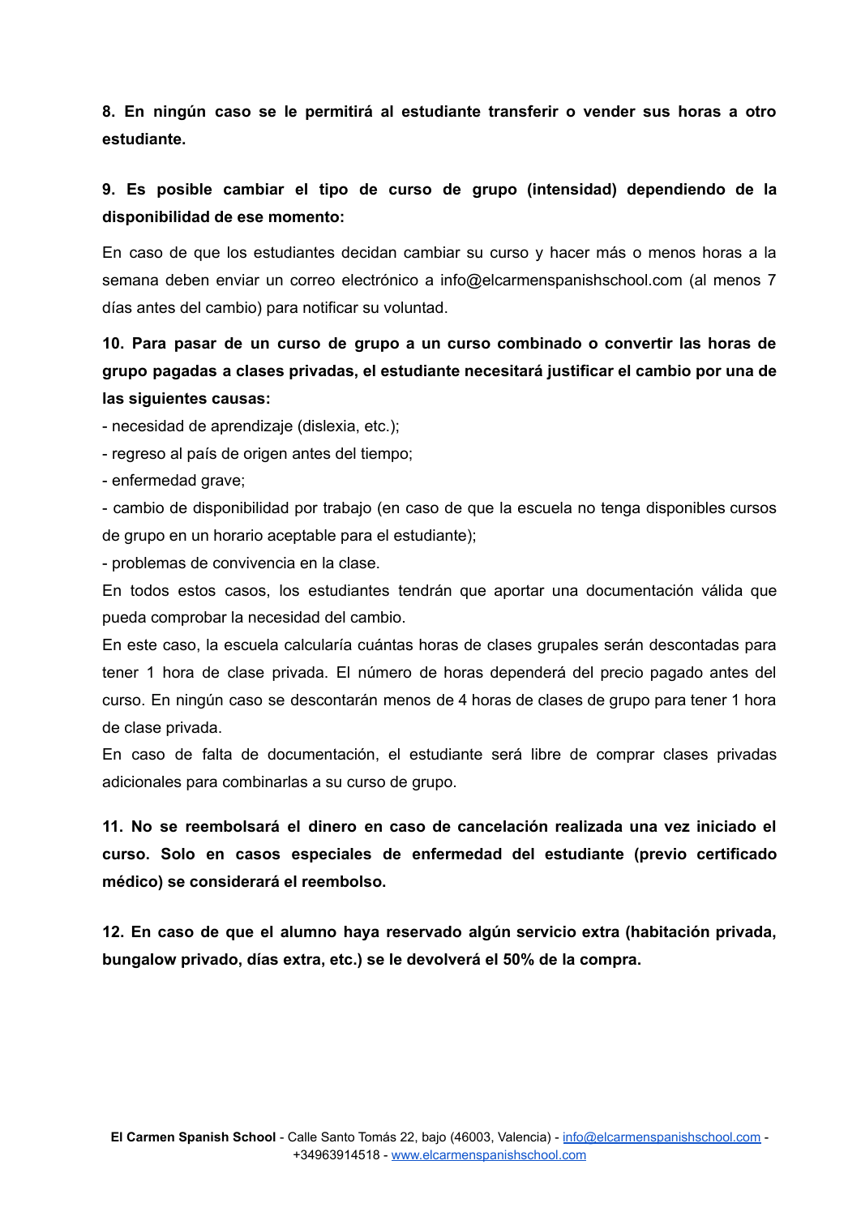**8. En ningún caso se le permitirá al estudiante transferir o vender sus horas a otro estudiante.**

**9. Es posible cambiar el tipo de curso de grupo (intensidad) dependiendo de la disponibilidad de ese momento:**

En caso de que los estudiantes decidan cambiar su curso y hacer más o menos horas a la semana deben enviar un correo electrónico a info@elcarmenspanishschool.com (al menos 7 días antes del cambio) para notificar su voluntad.

**10. Para pasar de un curso de grupo a un curso combinado o convertir las horas de grupo pagadas a clases privadas, el estudiante necesitará justificar el cambio por una de las siguientes causas:**

- necesidad de aprendizaje (dislexia, etc.);
- regreso al país de origen antes del tiempo;
- enfermedad grave;
- cambio de disponibilidad por trabajo (en caso de que la escuela no tenga disponibles cursos de grupo en un horario aceptable para el estudiante);
- problemas de convivencia en la clase.

En todos estos casos, los estudiantes tendrán que aportar una documentación válida que pueda comprobar la necesidad del cambio.

En este caso, la escuela calcularía cuántas horas de clases grupales serán descontadas para tener 1 hora de clase privada. El número de horas dependerá del precio pagado antes del curso. En ningún caso se descontarán menos de 4 horas de clases de grupo para tener 1 hora de clase privada.

En caso de falta de documentación, el estudiante será libre de comprar clases privadas adicionales para combinarlas a su curso de grupo.

**11. No se reembolsará el dinero en caso de cancelación realizada una vez iniciado el curso. Solo en casos especiales de enfermedad del estudiante (previo certificado médico) se considerará el reembolso.**

**12. En caso de que el alumno haya reservado algún servicio extra (habitación privada, bungalow privado, días extra, etc.) se le devolverá el 50% de la compra.**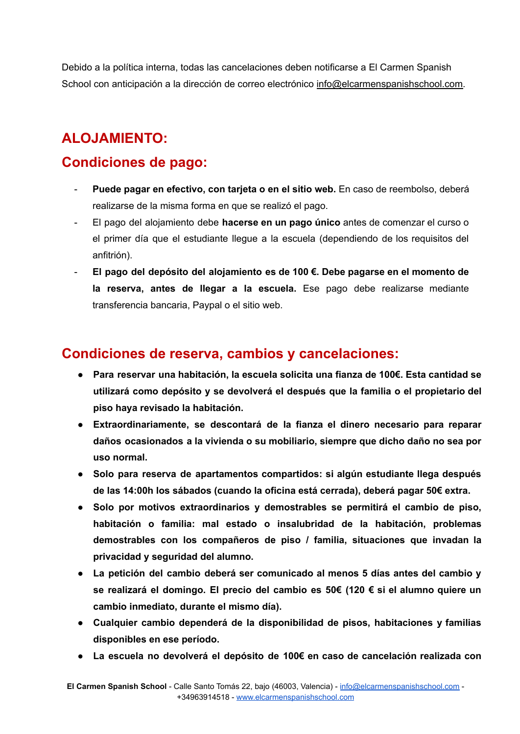Debido a la política interna, todas las cancelaciones deben notificarse a El Carmen Spanish School con anticipación a la dirección de correo electrónico info@elcarmenspanishschool.com.

## ALOJAMIENTO:

## Condiciones de pago:

- **Puede pagar en efectivo, con tarjeta o en el sitio web.** En caso de reembolso, deberá realizarse de la misma forma en que se realizó el pago.
- El pago del alojamiento debe **hacerse en un pago único** antes de comenzar el curso o el primer día que el estudiante llegue a la escuela (dependiendo de los requisitos del anfitrión).
- **El pago del depósito del alojamiento es de 100 €. Debe pagarse en el momento de la reserva, antes de llegar a la escuela.** Ese pago debe realizarse mediante transferencia bancaria, Paypal o el sitio web.

## Condiciones de reserva, cambios y cancelaciones:

- **Para reservar una habitación, la escuela solicita una fianza de 100€. Esta cantidad se utilizará como depósito y se devolverá el después que la familia o el propietario del piso haya revisado la habitación.**
- **Extraordinariamente, se descontará de la fianza el dinero necesario para reparar daños ocasionados a la vivienda o su mobiliario, siempre que dicho daño no sea por uso normal.**
- **Solo para reserva de apartamentos compartidos: si algún estudiante llega después de las 14:00h los sábados (cuando la oficina está cerrada), deberá pagar 50€ extra.**
- **Solo por motivos extraordinarios y demostrables se permitirá el cambio de piso, habitación o familia: mal estado o insalubridad de la habitación, problemas demostrables con los compañeros de piso / familia, situaciones que invadan la privacidad y seguridad del alumno.**
- **La petición del cambio deberá ser comunicado al menos 5 días antes del cambio y se realizará el domingo. El precio del cambio es 50€ (120 € si el alumno quiere un cambio inmediato, durante el mismo día).**
- **Cualquier cambio dependerá de la disponibilidad de pisos, habitaciones y familias disponibles en ese período.**
- **La escuela no devolverá el depósito de 100€ en caso de cancelación realizada con**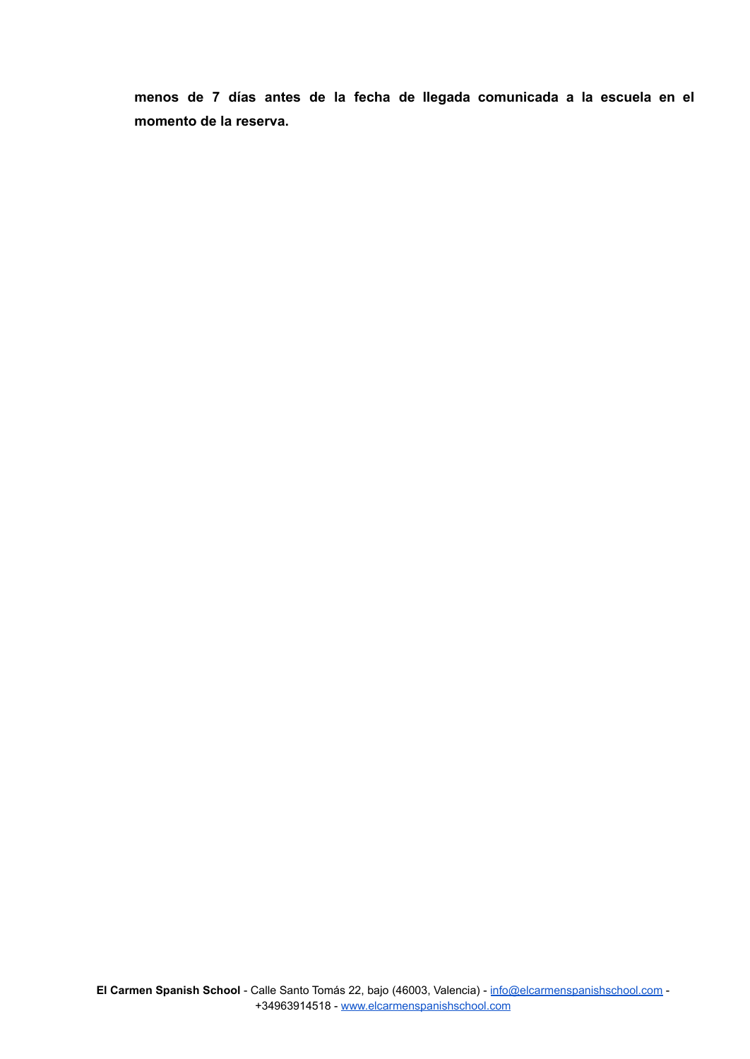**menos de 7 días antes de la fecha de llegada comunicada a la escuela en el momento de la reserva.**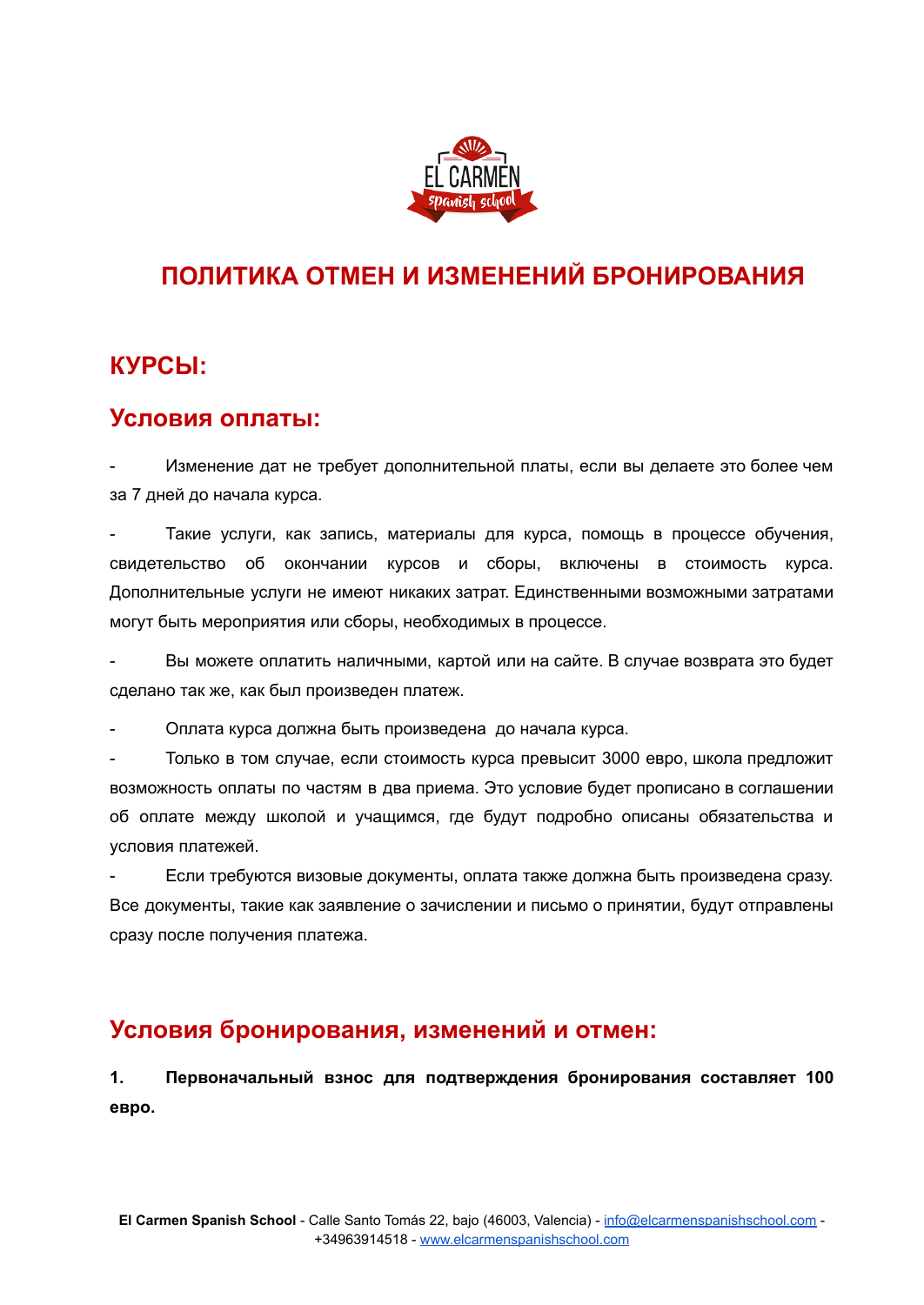# ПОЛИТИКА ОТМЕН И ИЗМЕНЕНИЙ БРОНИРОВАНИЯ

## КУРСЫ:

## Условия оплаты:

- Изменение дат не требует дополнительной платы, если вы делаете это более чем за 7 дней до начала курса.

- Такие услуги, как запись, материалы для курса, помощь в процессе обучения, свидетельство об окончании курсов и сборы, включены в стоимость курса. Дополнительные услуги не имеют никаких затрат. Единственными возможными затратами могут быть мероприятия или сборы, необходимых в процессе.

- Вы можете оплатить наличными, картой или на сайте. В случае возврата это будет сделано так же, как был произведен платеж.

- Оплата курса должна быть произведена до начала курса.

- Только в том случае, если стоимость курса превысит 3000 евро, школа предложит возможность оплаты по частям в два приема. Это условие будет прописано в соглашении об оплате между школой и учащимся, где будут подробно описаны обязательства и условия платежей.

- Если требуются визовые документы, оплата также должна быть произведена сразу. Все документы, такие как заявление о зачислении и письмо о принятии, будут отправлены сразу после получения платежа.

## Условия бронирования, изменений и отмен:

1. **Первоначальный взнос для подтверждения бронирования составляет 100 евро.**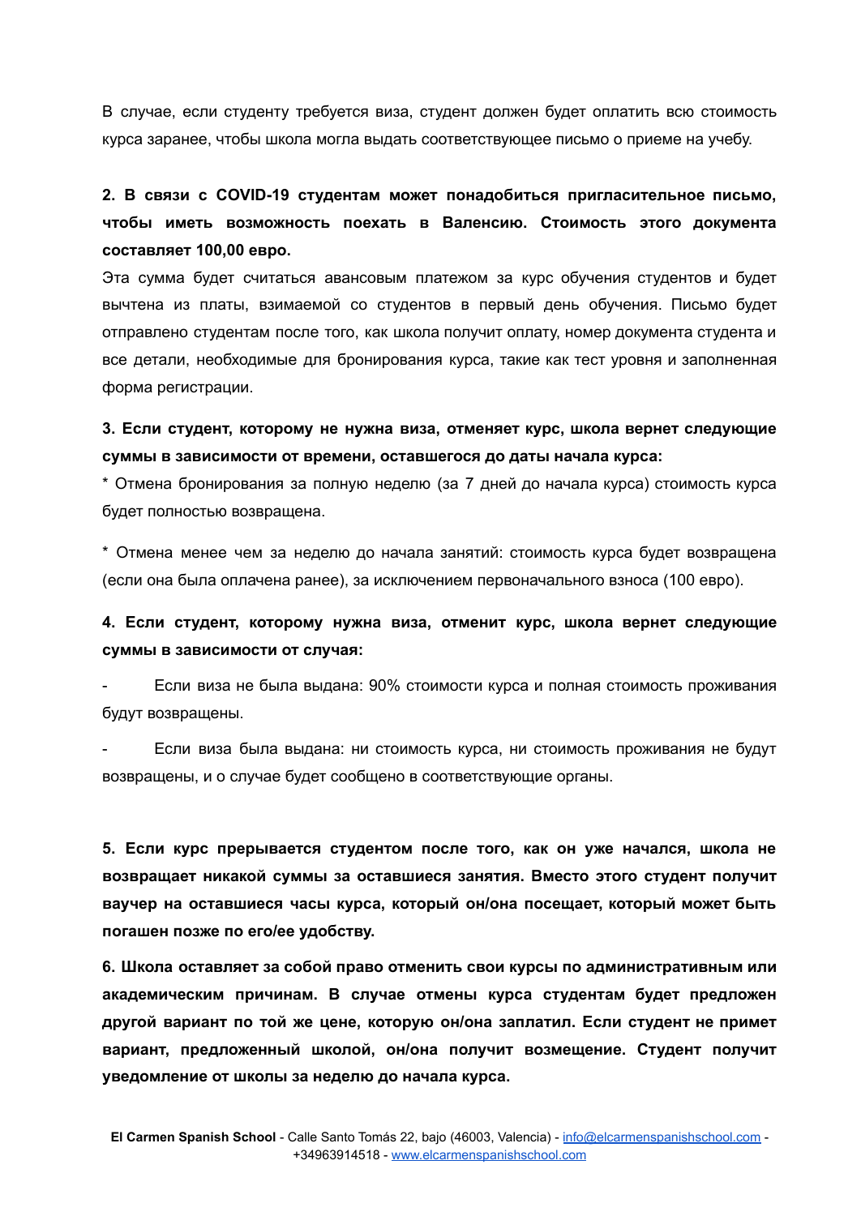В случае, если студенту требуется виза, студент должен будет оплатить всю стоимость курса заранее, чтобы школа могла выдать соответствующее письмо о приеме на учебу.

**2. В связи с COVID-19 студентам может понадобиться пригласительное письмо, чтобы иметь возможность поехать в Валенсию. Стоимость этого документа составляет 100,00 евро.**

Эта сумма будет считаться авансовым платежом за курс обучения студентов и будет вычтена из платы, взимаемой со студентов в первый день обучения. Письмо будет отправлено студентам после того, как школа получит оплату, номер документа студента и все детали, необходимые для бронирования курса, такие как тест уровня и заполненная форма регистрации.

**3. Если студент, которому не нужна виза, отменяет курс, школа вернет следующие суммы в зависимости от времени, оставшегося до даты начала курса:**

* Отмена бронирования за полную неделю (за 7 дней до начала курса) стоимость курса будет полностью возвращена.

* Отмена менее чем за неделю до начала занятий: стоимость курса будет возвращена (если она была оплачена ранее), за исключением первоначального взноса (100 евро).

**4. Если студент, которому нужна виза, отменит курс, школа вернет следующие суммы в зависимости от случая:**

- Если виза не была выдана: 90% стоимости курса и полная стоимость проживания будут возвращены.

- Если виза была выдана: ни стоимость курса, ни стоимость проживания не будут возвращены, и о случае будет сообщено в соответствующие органы.

**5. Если курс прерывается студентом после того, как он уже начался, школа не возвращает никакой суммы за оставшиеся занятия. Вместо этого студент получит ваучер на оставшиеся часы курса, который он/она посещает, который может быть погашен позже по его/ее удобству.**

**6. Школа оставляет за собой право отменить свои курсы по административным или академическим причинам. В случае отмены курса студентам будет предложен другой вариант по той же цене, которую он/она заплатил. Если студент не примет вариант, предложенный школой, он/она получит возмещение. Студент получит уведомление от школы за неделю до начала курса.**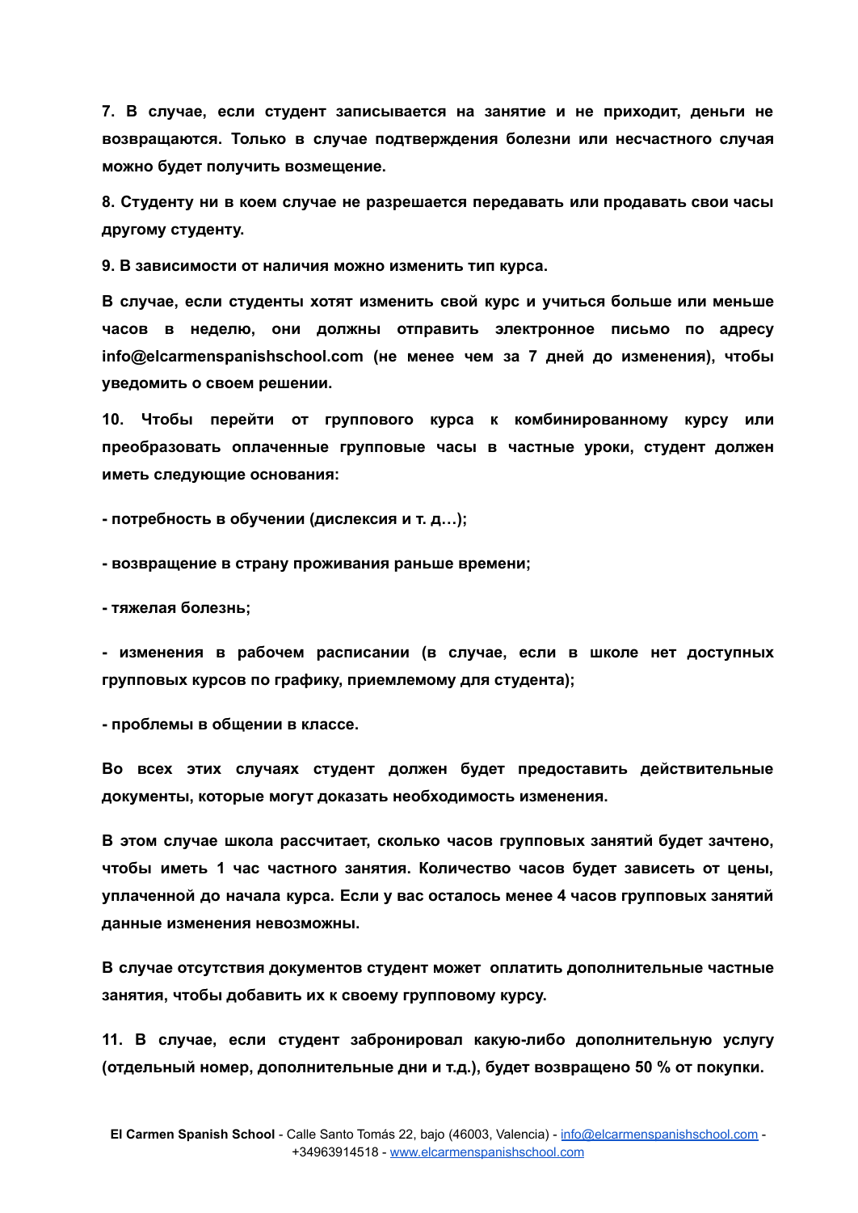**7. В случае, если студент записывается на занятие и не приходит, деньги не возвращаются. Только в случае подтверждения болезни или несчастного случая можно будет получить возмещение.**

**8. Студенту ни в коем случае не разрешается передавать или продавать свои часы другому студенту.**

**9. В зависимости от наличия можно изменить тип курса.**

**В случае, если студенты хотят изменить свой курс и учиться больше или меньше часов в неделю, они должны отправить электронное письмо по адресу info@elcarmenspanishschool.com (не менее чем за 7 дней до изменения), чтобы уведомить о своем решении.**

**10. Чтобы перейти от группового курса к комбинированному курсу или преобразовать оплаченные групповые часы в частные уроки, студент должен иметь следующие основания:**

**- потребность в обучении (дислексия и т. д…);**

**- возвращение в страну проживания раньше времени;**

**- тяжелая болезнь;**

**- изменения в рабочем расписании (в случае, если в школе нет доступных групповых курсов по графику, приемлемому для студента);**

**- проблемы в общении в классе.**

**Во всех этих случаях студент должен будет предоставить действительные документы, которые могут доказать необходимость изменения.**

**В этом случае школа рассчитает, сколько часов групповых занятий будет зачтено, чтобы иметь 1 час частного занятия. Количество часов будет зависеть от цены, уплаченной до начала курса. Если у вас осталось менее 4 часов групповых занятий данные изменения невозможны.**

**В случае отсутствия документов студент может оплатить дополнительные частные занятия, чтобы добавить их к своему групповому курсу.**

**11. В случае, если студент забронировал какую-либо дополнительную услугу (отдельный номер, дополнительные дни и т.д.), будет возвращено 50 % от покупки.**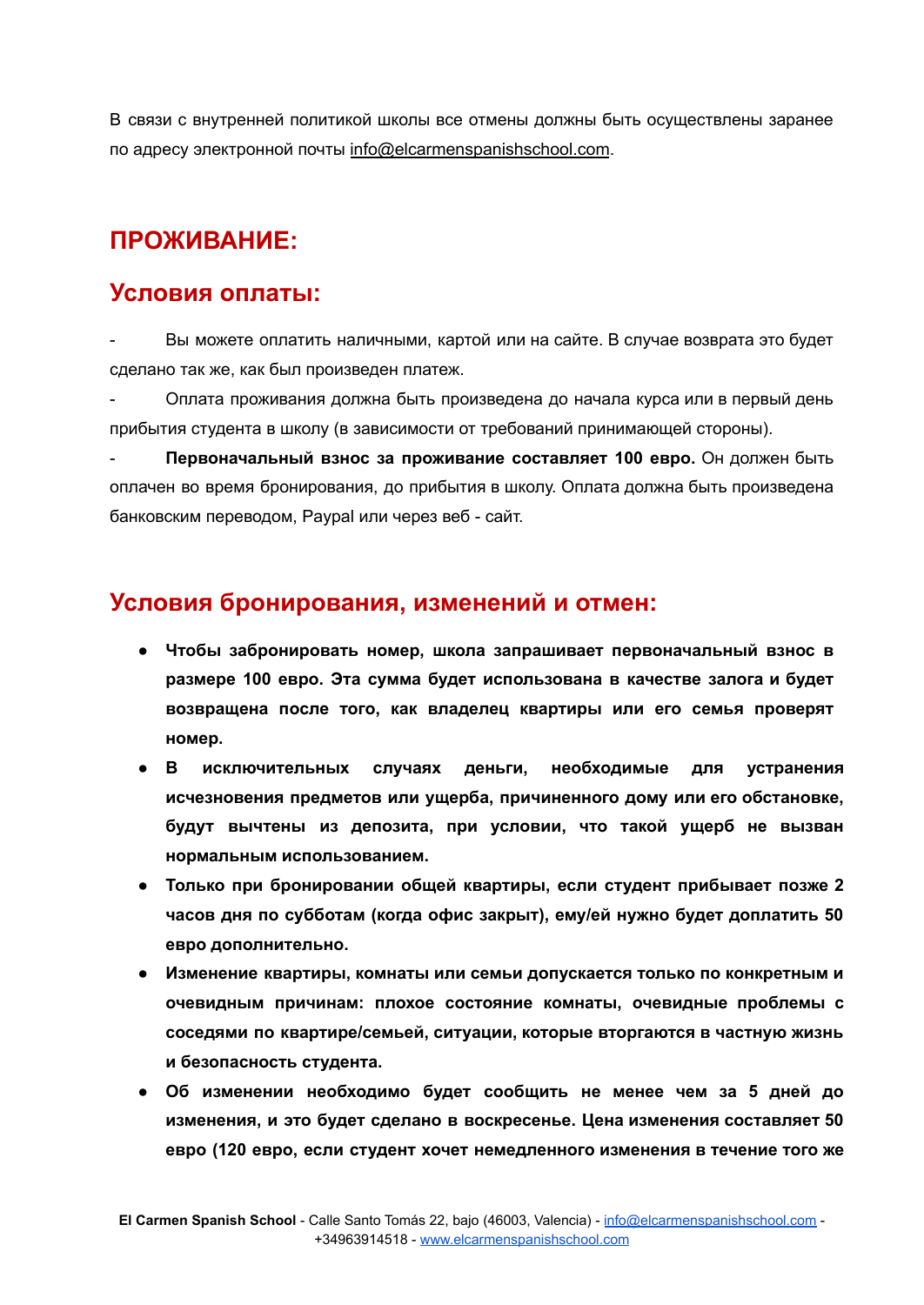В связи с внутренней политикой школы все отмены должны быть осуществлены заранее по адресу электронной почты info@elcarmenspanishschool.com.

# ПРОЖИВАНИЕ:

## Условия оплаты:

- Вы можете оплатить наличными, картой или на сайте. В случае возврата это будет сделано так же, как был произведен платеж.
- Оплата проживания должна быть произведена до начала курса или в первый день прибытия студента в школу (в зависимости от требований принимающей стороны).
- **Первоначальный взнос за проживание составляет 100 евро.** Он должен быть оплачен во время бронирования, до прибытия в школу. Оплата должна быть произведена банковским переводом, Paypal или через веб - сайт.

## Условия бронирования, изменений и отмен:

- **Чтобы забронировать номер, школа запрашивает первоначальный взнос в размере 100 евро. Эта сумма будет использована в качестве залога и будет возвращена после того, как владелец квартиры или его семья проверят номер.**
- **В исключительных случаях деньги, необходимые для устранения исчезновения предметов или ущерба, причиненного дому или его обстановке, будут вычтены из депозита, при условии, что такой ущерб не вызван нормальным использованием.**
- **Только при бронировании общей квартиры, если студент прибывает позже 2 часов дня по субботам (когда офис закрыт), ему/ей нужно будет доплатить 50 евро дополнительно.**
- **Изменение квартиры, комнаты или семьи допускается только по конкретным и очевидным причинам: плохое состояние комнаты, очевидные проблемы с соседями по квартире/семьей, ситуации, которые вторгаются в частную жизнь и безопасность студента.**
- **Об изменении необходимо будет сообщить не менее чем за 5 дней до изменения, и это будет сделано в воскресенье. Цена изменения составляет 50 евро (120 евро, если студент хочет немедленного изменения в течение того же**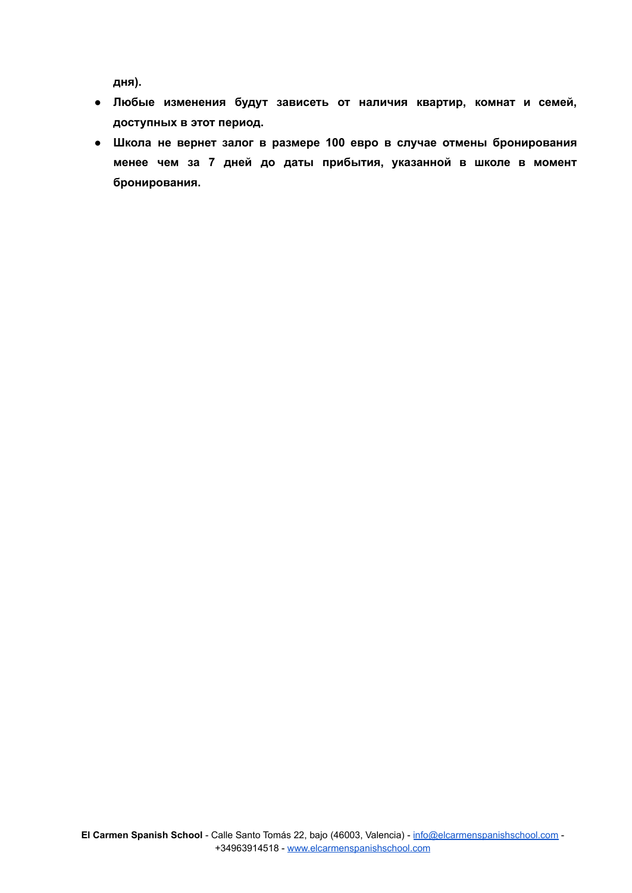**дня).**

- **Любые изменения будут зависеть от наличия квартир, комнат и семей, доступных в этот период.**
- **Школа не вернет залог в размере 100 евро в случае отмены бронирования менее чем за 7 дней до даты прибытия, указанной в школе в момент бронирования.**